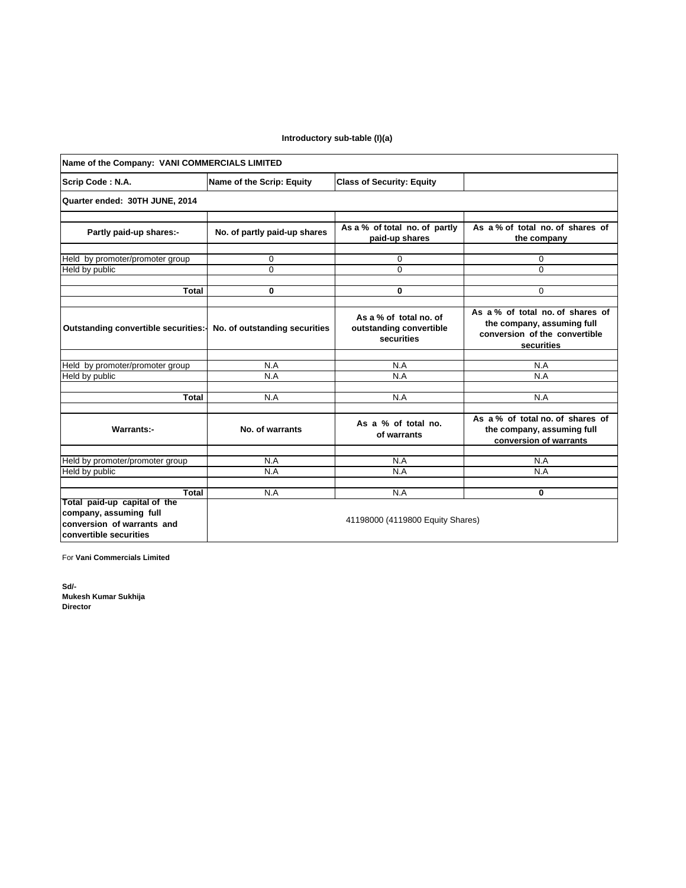**Introductory sub-table (I)(a)**

| Name of the Company: VANI COMMERCIALS LIMITED | | | |
|---|---|---|---|
| Scrip Code : N.A. | Name of the Scrip: Equity | Class of Security: Equity | |
| Quarter ended: 30TH JUNE, 2014 | | | |
| | | | |
| **Partly paid-up shares:-** | **No. of partly paid-up shares** | **As a % of total no. of partly paid-up shares** | **As a % of total no. of shares of the company** |
| | | | |
| Held by promoter/promoter group | 0 | 0 | 0 |
| Held by public | 0 | 0 | 0 |
| | | | |
| **Total** | **0** | **0** | 0 |
| | | | |
| **Outstanding convertible securities:-** | **No. of outstanding securities** | **As a % of total no. of outstanding convertible securities** | **As a % of total no. of shares of the company, assuming full conversion of the convertible securities** |
| | | | |
| Held by promoter/promoter group | N.A | N.A | N.A |
| Held by public | N.A | N.A | N.A |
| | | | |
| **Total** | N.A | N.A | N.A |
| | | | |
| **Warrants:-** | **No. of warrants** | **As a % of total no. of warrants** | **As a % of total no. of shares of the company, assuming full conversion of warrants** |
| | | | |
| Held by promoter/promoter group | N.A | N.A | N.A |
| Held by public | N.A | N.A | N.A |
| | | | |
| **Total** | N.A | N.A | **0** |
| **Total paid-up capital of the company, assuming full conversion of warrants and convertible securities** | 41198000 (4119800 Equity Shares) | | |

For **Vani Commercials Limited**

**Sd/-**
**Mukesh Kumar Sukhija**
**Director**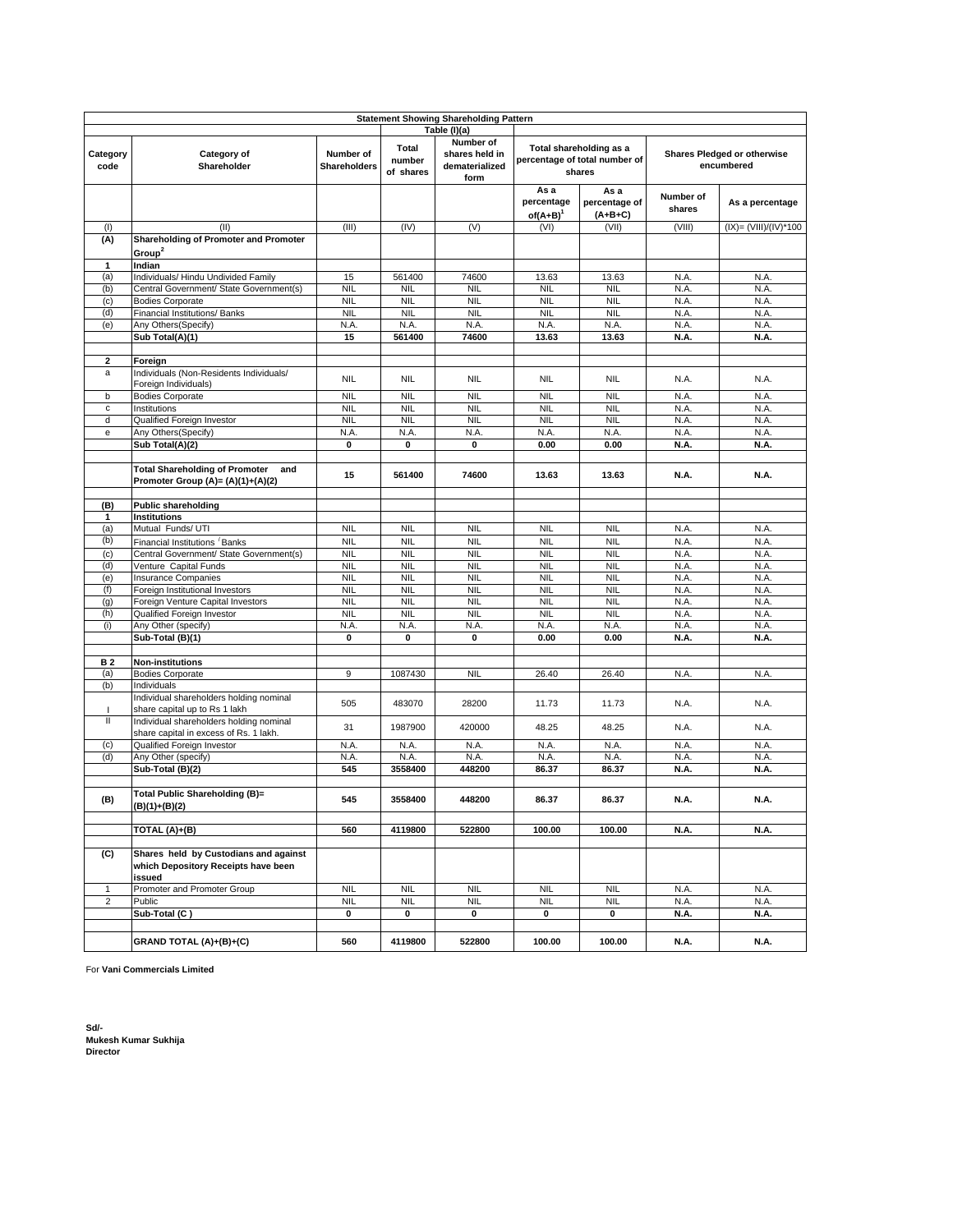**Statement Showing Shareholding Pattern**

**Table (I)(a)**

| Category code | Category of Shareholder | Number of Shareholders | Total number of shares | Number of shares held in dematerialized form | Total shareholding as a percentage of total number of shares | | Shares Pledged or otherwise encumbered | |
|---|---|---|---|---|---|---|---|---|
| | | | | | As a percentage of(A+B)[1] | As a percentage of (A+B+C) | Number of shares | As a percentage |
| (I) | (II) | (III) | (IV) | (V) | (VI) | (VII) | (VIII) | (IX)= (VIII)/(IV)*100 |
| **(A)** | **Shareholding of Promoter and Promoter Group[2]** | | | | | | | |
| **1** | **Indian** | | | | | | | |
| (a) | Individuals/ Hindu Undivided Family | 15 | 561400 | 74600 | 13.63 | 13.63 | N.A. | N.A. |
| (b) | Central Government/ State Government(s) | NIL | NIL | NIL | NIL | NIL | N.A. | N.A. |
| (c) | Bodies Corporate | NIL | NIL | NIL | NIL | NIL | N.A. | N.A. |
| (d) | Financial Institutions/ Banks | NIL | NIL | NIL | NIL | NIL | N.A. | N.A. |
| (e) | Any Others(Specify) | N.A. | N.A. | N.A. | N.A. | N.A. | N.A. | N.A. |
| | **Sub Total(A)(1)** | **15** | **561400** | **74600** | **13.63** | **13.63** | **N.A.** | **N.A.** |
| **2** | **Foreign** | | | | | | | |
| a | Individuals (Non-Residents Individuals/ Foreign Individuals) | NIL | NIL | NIL | NIL | NIL | N.A. | N.A. |
| b | Bodies Corporate | NIL | NIL | NIL | NIL | NIL | N.A. | N.A. |
| c | Institutions | NIL | NIL | NIL | NIL | NIL | N.A. | N.A. |
| d | Qualified Foreign Investor | NIL | NIL | NIL | NIL | NIL | N.A. | N.A. |
| e | Any Others(Specify) | N.A. | N.A. | N.A. | N.A. | N.A. | N.A. | N.A. |
| | **Sub Total(A)(2)** | **0** | **0** | **0** | **0.00** | **0.00** | **N.A.** | **N.A.** |
| | **Total Shareholding of Promoter and Promoter Group (A)= (A)(1)+(A)(2)** | **15** | **561400** | **74600** | **13.63** | **13.63** | **N.A.** | **N.A.** |
| **(B)** | **Public shareholding** | | | | | | | |
| **1** | **Institutions** | | | | | | | |
| (a) | Mutual Funds/ UTI | NIL | NIL | NIL | NIL | NIL | N.A. | N.A. |
| (b) | Financial Institutions / Banks | NIL | NIL | NIL | NIL | NIL | N.A. | N.A. |
| (c) | Central Government/ State Government(s) | NIL | NIL | NIL | NIL | NIL | N.A. | N.A. |
| (d) | Venture Capital Funds | NIL | NIL | NIL | NIL | NIL | N.A. | N.A. |
| (e) | Insurance Companies | NIL | NIL | NIL | NIL | NIL | N.A. | N.A. |
| (f) | Foreign Institutional Investors | NIL | NIL | NIL | NIL | NIL | N.A. | N.A. |
| (g) | Foreign Venture Capital Investors | NIL | NIL | NIL | NIL | NIL | N.A. | N.A. |
| (h) | Qualified Foreign Investor | NIL | NIL | NIL | NIL | NIL | N.A. | N.A. |
| (i) | Any Other (specify) | N.A. | N.A. | N.A. | N.A. | N.A. | N.A. | N.A. |
| | **Sub-Total (B)(1)** | **0** | **0** | **0** | **0.00** | **0.00** | **N.A.** | **N.A.** |
| **B 2** | **Non-institutions** | | | | | | | |
| (a) | Bodies Corporate | 9 | 1087430 | NIL | 26.40 | 26.40 | N.A. | N.A. |
| (b) | Individuals | | | | | | | |
| I | Individual shareholders holding nominal share capital up to Rs 1 lakh | 505 | 483070 | 28200 | 11.73 | 11.73 | N.A. | N.A. |
| II | Individual shareholders holding nominal share capital in excess of Rs. 1 lakh. | 31 | 1987900 | 420000 | 48.25 | 48.25 | N.A. | N.A. |
| (c) | Qualified Foreign Investor | N.A. | N.A. | N.A. | N.A. | N.A. | N.A. | N.A. |
| (d) | Any Other (specify) | N.A. | N.A. | N.A. | N.A. | N.A. | N.A. | N.A. |
| | **Sub-Total (B)(2)** | **545** | **3558400** | **448200** | **86.37** | **86.37** | **N.A.** | **N.A.** |
| **(B)** | **Total Public Shareholding (B)= (B)(1)+(B)(2)** | **545** | **3558400** | **448200** | **86.37** | **86.37** | **N.A.** | **N.A.** |
| | **TOTAL (A)+(B)** | **560** | **4119800** | **522800** | **100.00** | **100.00** | **N.A.** | **N.A.** |
| **(C)** | **Shares held by Custodians and against which Depository Receipts have been issued** | | | | | | | |
| 1 | Promoter and Promoter Group | NIL | NIL | NIL | NIL | NIL | N.A. | N.A. |
| 2 | Public | NIL | NIL | NIL | NIL | NIL | N.A. | N.A. |
| | **Sub-Total (C )** | **0** | **0** | **0** | **0** | **0** | **N.A.** | **N.A.** |
| | **GRAND TOTAL (A)+(B)+(C)** | **560** | **4119800** | **522800** | **100.00** | **100.00** | **N.A.** | **N.A.** |

For **Vani Commercials Limited**

**Sd/-**
**Mukesh Kumar Sukhija**
**Director**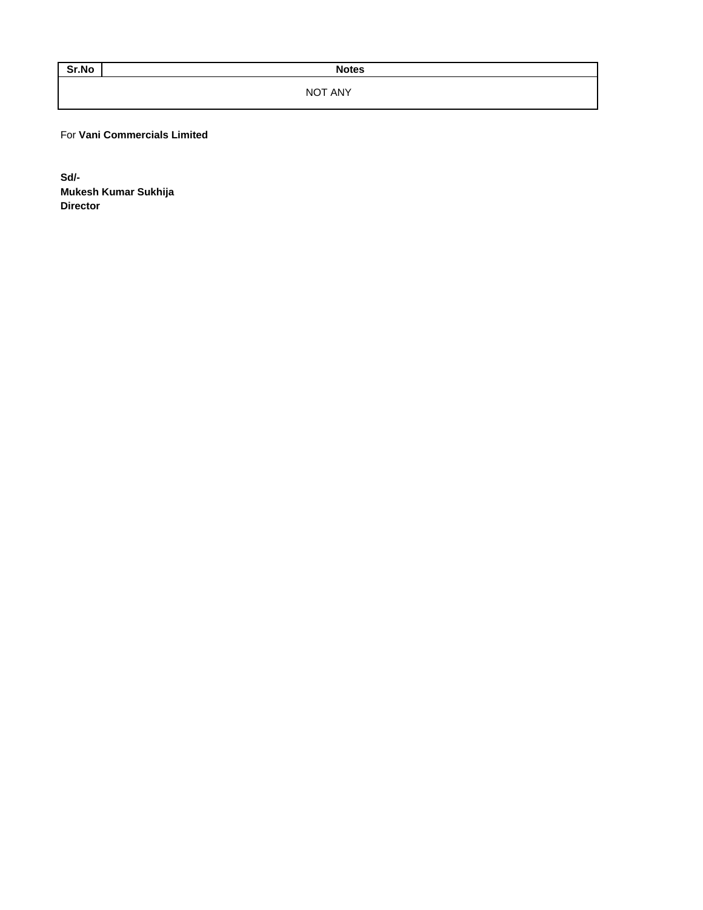| Sr.No | Notes |
| --- | --- |
| NOT ANY | |

For **Vani Commercials Limited**

**Sd/-**
**Mukesh Kumar Sukhija**
**Director**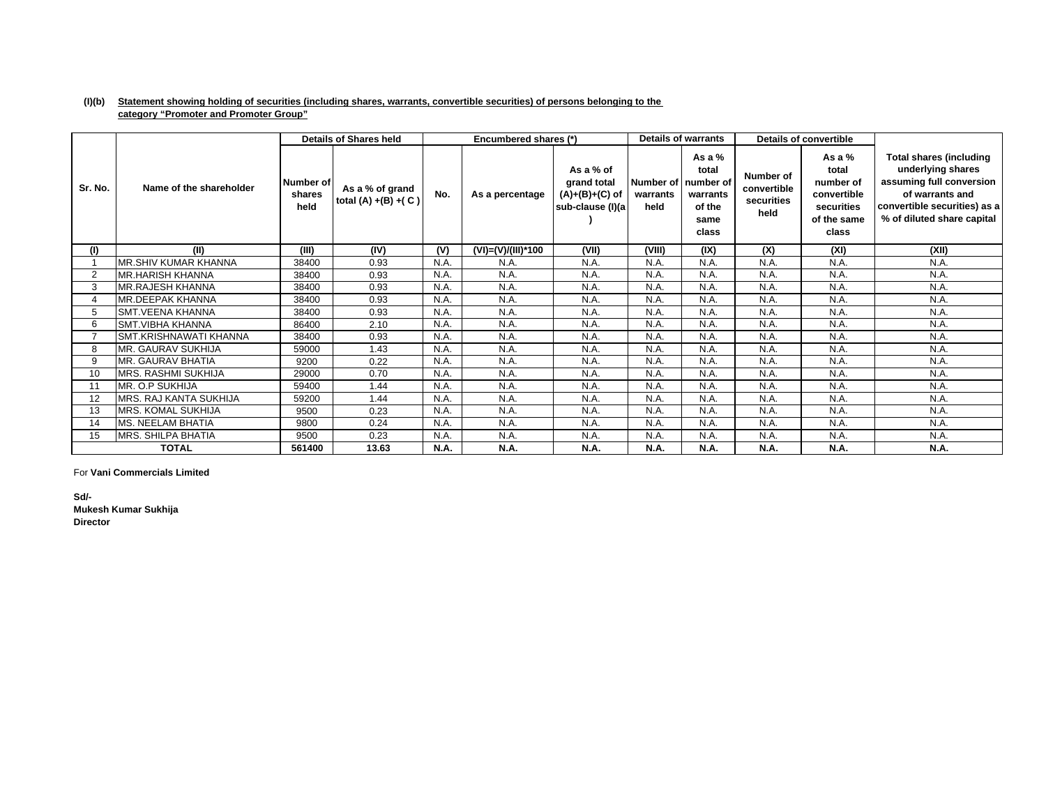**(I)(b) Statement showing holding of securities (including shares, warrants, convertible securities) of persons belonging to the category "Promoter and Promoter Group"**

| Sr. No. | Name of the shareholder | Details of Shares held | | Encumbered shares (*) | | | Details of warrants | | Details of convertible | | Total shares (including underlying shares assuming full conversion of warrants and convertible securities) as a % of diluted share capital |
|---|---|---|---|---|---|---|---|---|---|---|---|
| | | Number of shares held | As a % of grand total (A) +(B) +( C ) | No. | As a percentage | As a % of grand total (A)+(B)+(C) of sub-clause (I)(a) | Number of warrants held | As a % total number of warrants of the same class | Number of convertible securities held | As a % total number of convertible securities of the same class | |
| (I) | (II) | (III) | (IV) | (V) | (VI)=(V)/(III)*100 | (VII) | (VIII) | (IX) | (X) | (XI) | (XII) |
| 1 | MR.SHIV KUMAR KHANNA | 38400 | 0.93 | N.A. | N.A. | N.A. | N.A. | N.A. | N.A. | N.A. | N.A. |
| 2 | MR.HARISH KHANNA | 38400 | 0.93 | N.A. | N.A. | N.A. | N.A. | N.A. | N.A. | N.A. | N.A. |
| 3 | MR.RAJESH KHANNA | 38400 | 0.93 | N.A. | N.A. | N.A. | N.A. | N.A. | N.A. | N.A. | N.A. |
| 4 | MR.DEEPAK KHANNA | 38400 | 0.93 | N.A. | N.A. | N.A. | N.A. | N.A. | N.A. | N.A. | N.A. |
| 5 | SMT.VEENA KHANNA | 38400 | 0.93 | N.A. | N.A. | N.A. | N.A. | N.A. | N.A. | N.A. | N.A. |
| 6 | SMT.VIBHA KHANNA | 86400 | 2.10 | N.A. | N.A. | N.A. | N.A. | N.A. | N.A. | N.A. | N.A. |
| 7 | SMT.KRISHNAWATI KHANNA | 38400 | 0.93 | N.A. | N.A. | N.A. | N.A. | N.A. | N.A. | N.A. | N.A. |
| 8 | MR. GAURAV SUKHIJA | 59000 | 1.43 | N.A. | N.A. | N.A. | N.A. | N.A. | N.A. | N.A. | N.A. |
| 9 | MR. GAURAV BHATIA | 9200 | 0.22 | N.A. | N.A. | N.A. | N.A. | N.A. | N.A. | N.A. | N.A. |
| 10 | MRS. RASHMI SUKHIJA | 29000 | 0.70 | N.A. | N.A. | N.A. | N.A. | N.A. | N.A. | N.A. | N.A. |
| 11 | MR. O.P SUKHIJA | 59400 | 1.44 | N.A. | N.A. | N.A. | N.A. | N.A. | N.A. | N.A. | N.A. |
| 12 | MRS. RAJ KANTA SUKHIJA | 59200 | 1.44 | N.A. | N.A. | N.A. | N.A. | N.A. | N.A. | N.A. | N.A. |
| 13 | MRS. KOMAL SUKHIJA | 9500 | 0.23 | N.A. | N.A. | N.A. | N.A. | N.A. | N.A. | N.A. | N.A. |
| 14 | MS. NEELAM BHATIA | 9800 | 0.24 | N.A. | N.A. | N.A. | N.A. | N.A. | N.A. | N.A. | N.A. |
| 15 | MRS. SHILPA BHATIA | 9500 | 0.23 | N.A. | N.A. | N.A. | N.A. | N.A. | N.A. | N.A. | N.A. |
| **TOTAL** | | **561400** | **13.63** | **N.A.** | **N.A.** | **N.A.** | **N.A.** | **N.A.** | **N.A.** | **N.A.** | **N.A.** |

For **Vani Commercials Limited**

**Sd/-**
**Mukesh Kumar Sukhija**
**Director**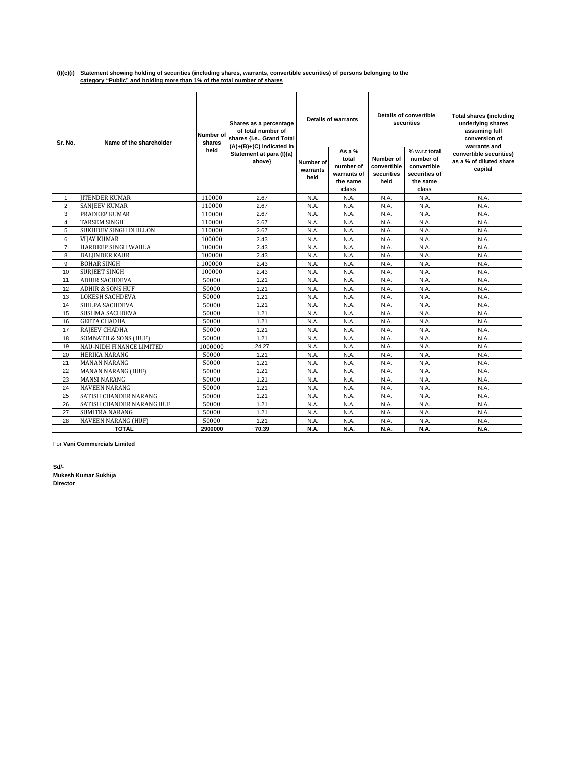**(I)(c)(i)** **Statement showing holding of securities (including shares, warrants, convertible securities) of persons belonging to the category "Public" and holding more than 1% of the total number of shares**

| Sr. No. | Name of the shareholder | Number of shares held | Shares as a percentage of total number of shares {i.e., Grand Total (A)+(B)+(C) indicated in Statement at para (I)(a) above} | Details of warrants | | Details of convertible securities | | Total shares (including underlying shares assuming full conversion of warrants and convertible securities) as a % of diluted share capital |
|---|---|---|---|---|---|---|---|---|
| | | | | Number of warrants held | As a % total number of warrants of the same class | Number of convertible securities held | % w.r.t total number of convertible securities of the same class | |
| 1 | JITENDER KUMAR | 110000 | 2.67 | N.A. | N.A. | N.A. | N.A. | N.A. |
| 2 | SANJEEV KUMAR | 110000 | 2.67 | N.A. | N.A. | N.A. | N.A. | N.A. |
| 3 | PRADEEP KUMAR | 110000 | 2.67 | N.A. | N.A. | N.A. | N.A. | N.A. |
| 4 | TARSEM SINGH | 110000 | 2.67 | N.A. | N.A. | N.A. | N.A. | N.A. |
| 5 | SUKHDEV SINGH DHILLON | 110000 | 2.67 | N.A. | N.A. | N.A. | N.A. | N.A. |
| 6 | VIJAY KUMAR | 100000 | 2.43 | N.A. | N.A. | N.A. | N.A. | N.A. |
| 7 | HARDEEP SINGH WAHLA | 100000 | 2.43 | N.A. | N.A. | N.A. | N.A. | N.A. |
| 8 | BALJINDER KAUR | 100000 | 2.43 | N.A. | N.A. | N.A. | N.A. | N.A. |
| 9 | BOHAR SINGH | 100000 | 2.43 | N.A. | N.A. | N.A. | N.A. | N.A. |
| 10 | SURJEET SINGH | 100000 | 2.43 | N.A. | N.A. | N.A. | N.A. | N.A. |
| 11 | ADHIR SACHDEVA | 50000 | 1.21 | N.A. | N.A. | N.A. | N.A. | N.A. |
| 12 | ADHIR & SONS HUF | 50000 | 1.21 | N.A. | N.A. | N.A. | N.A. | N.A. |
| 13 | LOKESH SACHDEVA | 50000 | 1.21 | N.A. | N.A. | N.A. | N.A. | N.A. |
| 14 | SHILPA SACHDEVA | 50000 | 1.21 | N.A. | N.A. | N.A. | N.A. | N.A. |
| 15 | SUSHMA SACHDEVA | 50000 | 1.21 | N.A. | N.A. | N.A. | N.A. | N.A. |
| 16 | GEETA CHADHA | 50000 | 1.21 | N.A. | N.A. | N.A. | N.A. | N.A. |
| 17 | RAJEEV CHADHA | 50000 | 1.21 | N.A. | N.A. | N.A. | N.A. | N.A. |
| 18 | SOMNATH & SONS (HUF) | 50000 | 1.21 | N.A. | N.A. | N.A. | N.A. | N.A. |
| 19 | NAU-NIDH FINANCE LIMITED | 1000000 | 24.27 | N.A. | N.A. | N.A. | N.A. | N.A. |
| 20 | HERIKA NARANG | 50000 | 1.21 | N.A. | N.A. | N.A. | N.A. | N.A. |
| 21 | MANAN NARANG | 50000 | 1.21 | N.A. | N.A. | N.A. | N.A. | N.A. |
| 22 | MANAN NARANG (HUF) | 50000 | 1.21 | N.A. | N.A. | N.A. | N.A. | N.A. |
| 23 | MANSI NARANG | 50000 | 1.21 | N.A. | N.A. | N.A. | N.A. | N.A. |
| 24 | NAVEEN NARANG | 50000 | 1.21 | N.A. | N.A. | N.A. | N.A. | N.A. |
| 25 | SATISH CHANDER NARANG | 50000 | 1.21 | N.A. | N.A. | N.A. | N.A. | N.A. |
| 26 | SATISH CHANDER NARANG HUF | 50000 | 1.21 | N.A. | N.A. | N.A. | N.A. | N.A. |
| 27 | SUMITRA NARANG | 50000 | 1.21 | N.A. | N.A. | N.A. | N.A. | N.A. |
| 28 | NAVEEN NARANG (HUF) | 50000 | 1.21 | N.A. | N.A. | N.A. | N.A. | N.A. |
| **TOTAL** | | **2900000** | **70.39** | **N.A.** | **N.A.** | **N.A.** | **N.A.** | **N.A.** |

For **Vani Commercials Limited**

**Sd/-**
**Mukesh Kumar Sukhija**
**Director**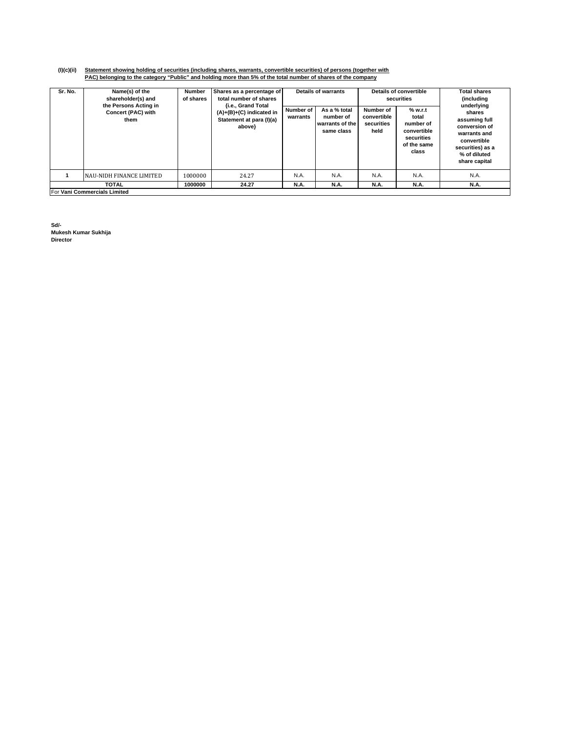**(I)(c)(ii) Statement showing holding of securities (including shares, warrants, convertible securities) of persons (together with PAC) belonging to the category "Public" and holding more than 5% of the total number of shares of the company**

| Sr. No. | Name(s) of the shareholder(s) and the Persons Acting in Concert (PAC) with them | Number of shares | Shares as a percentage of total number of shares {i.e., Grand Total (A)+(B)+(C) indicated in Statement at para (I)(a) above} | Details of warrants | | Details of convertible securities | | Total shares (including underlying shares assuming full conversion of warrants and convertible securities) as a % of diluted share capital |
|---|---|---|---|---|---|---|---|---|
| | | | | Number of warrants | As a % total number of warrants of the same class | Number of convertible securities held | % w.r.t total number of convertible securities of the same class | |
| 1 | NAU-NIDH FINANCE LIMITED | 1000000 | 24.27 | N.A. | N.A. | N.A. | N.A. | N.A. |
| **TOTAL** | | **1000000** | **24.27** | **N.A.** | **N.A.** | **N.A.** | **N.A.** | **N.A.** |

For **Vani Commercials Limited**

**Sd/-**
**Mukesh Kumar Sukhija**
**Director**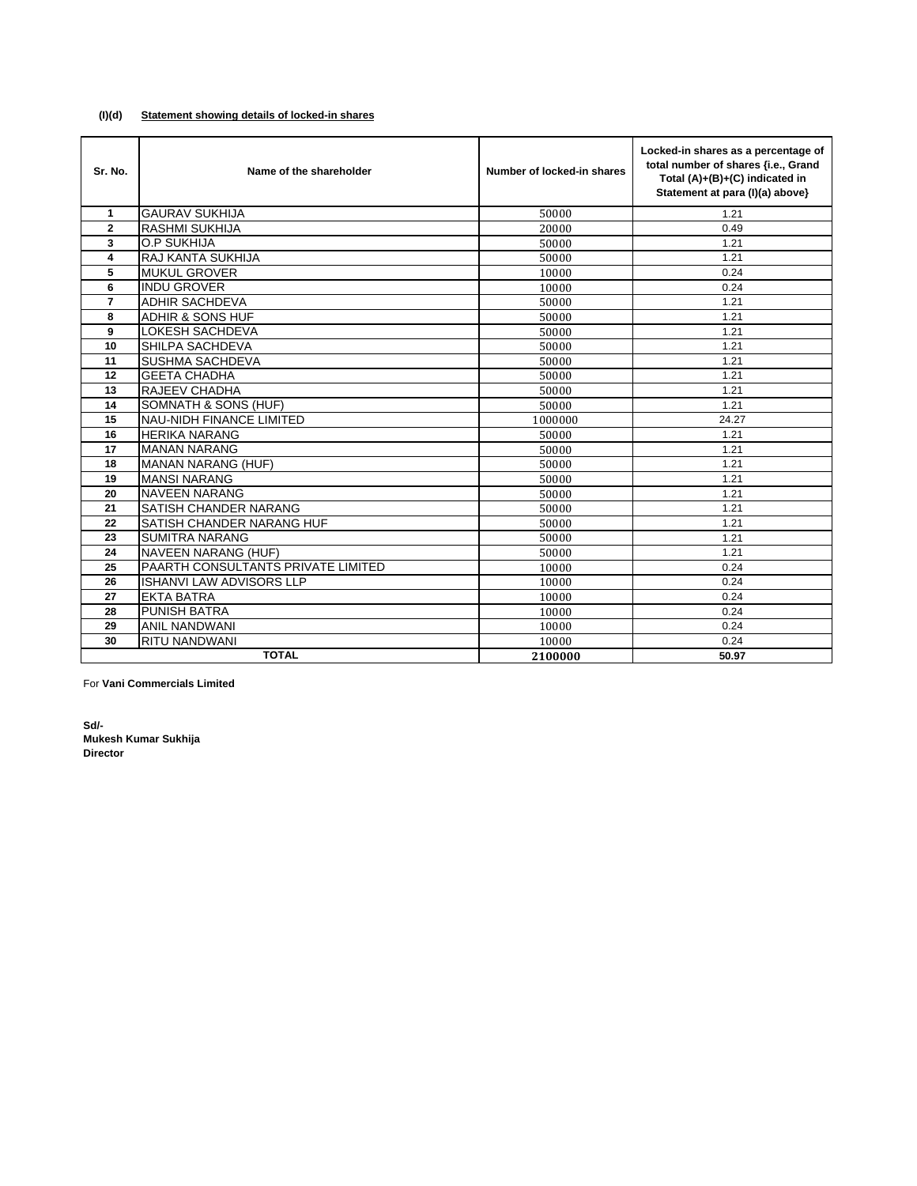**(I)(d) Statement showing details of locked-in shares**

| Sr. No. | Name of the shareholder | Number of locked-in shares | Locked-in shares as a percentage of total number of shares {i.e., Grand Total (A)+(B)+(C) indicated in Statement at para (I)(a) above} |
|---|---|---|---|
| 1 | GAURAV SUKHIJA | 50000 | 1.21 |
| 2 | RASHMI SUKHIJA | 20000 | 0.49 |
| 3 | O.P SUKHIJA | 50000 | 1.21 |
| 4 | RAJ KANTA SUKHIJA | 50000 | 1.21 |
| 5 | MUKUL GROVER | 10000 | 0.24 |
| 6 | INDU GROVER | 10000 | 0.24 |
| 7 | ADHIR SACHDEVA | 50000 | 1.21 |
| 8 | ADHIR & SONS HUF | 50000 | 1.21 |
| 9 | LOKESH SACHDEVA | 50000 | 1.21 |
| 10 | SHILPA SACHDEVA | 50000 | 1.21 |
| 11 | SUSHMA SACHDEVA | 50000 | 1.21 |
| 12 | GEETA CHADHA | 50000 | 1.21 |
| 13 | RAJEEV CHADHA | 50000 | 1.21 |
| 14 | SOMNATH & SONS (HUF) | 50000 | 1.21 |
| 15 | NAU-NIDH FINANCE LIMITED | 1000000 | 24.27 |
| 16 | HERIKA NARANG | 50000 | 1.21 |
| 17 | MANAN NARANG | 50000 | 1.21 |
| 18 | MANAN NARANG (HUF) | 50000 | 1.21 |
| 19 | MANSI NARANG | 50000 | 1.21 |
| 20 | NAVEEN NARANG | 50000 | 1.21 |
| 21 | SATISH CHANDER NARANG | 50000 | 1.21 |
| 22 | SATISH CHANDER NARANG HUF | 50000 | 1.21 |
| 23 | SUMITRA NARANG | 50000 | 1.21 |
| 24 | NAVEEN NARANG (HUF) | 50000 | 1.21 |
| 25 | PAARTH CONSULTANTS PRIVATE LIMITED | 10000 | 0.24 |
| 26 | ISHANVI LAW ADVISORS LLP | 10000 | 0.24 |
| 27 | EKTA BATRA | 10000 | 0.24 |
| 28 | PUNISH BATRA | 10000 | 0.24 |
| 29 | ANIL NANDWANI | 10000 | 0.24 |
| 30 | RITU NANDWANI | 10000 | 0.24 |
| **TOTAL** | | **2100000** | **50.97** |

For **Vani Commercials Limited**

**Sd/-**
**Mukesh Kumar Sukhija**
**Director**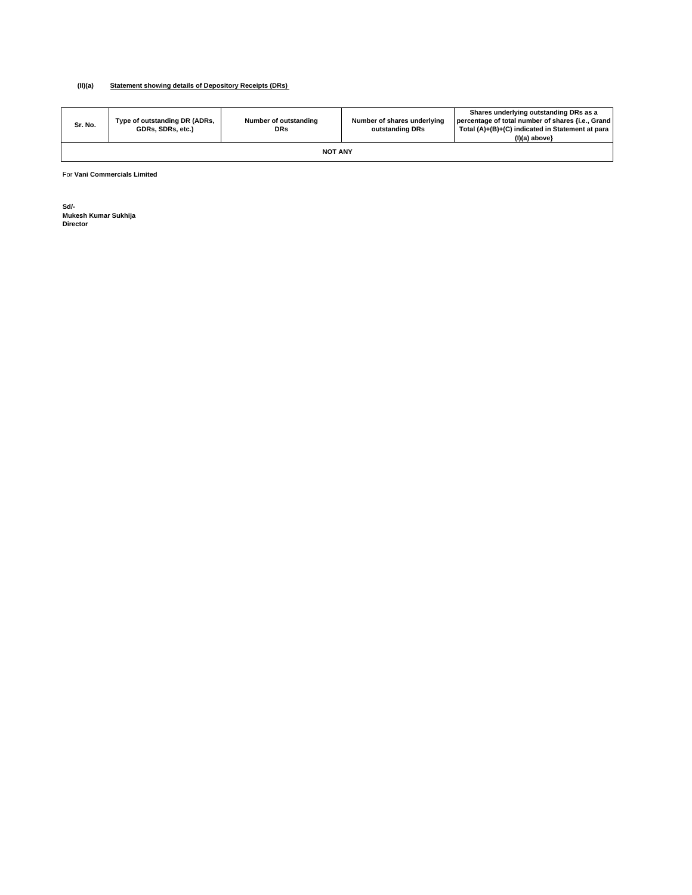**(II)(a)** **Statement showing details of Depository Receipts (DRs)**

| Sr. No. | Type of outstanding DR (ADRs, GDRs, SDRs, etc.) | Number of outstanding DRs | Number of shares underlying outstanding DRs | Shares underlying outstanding DRs as a percentage of total number of shares {i.e., Grand Total (A)+(B)+(C) indicated in Statement at para (I)(a) above} |
|---|---|---|---|---|
| **NOT ANY** | | | | |

For **Vani Commercials Limited**

**Sd/-**
**Mukesh Kumar Sukhija**
**Director**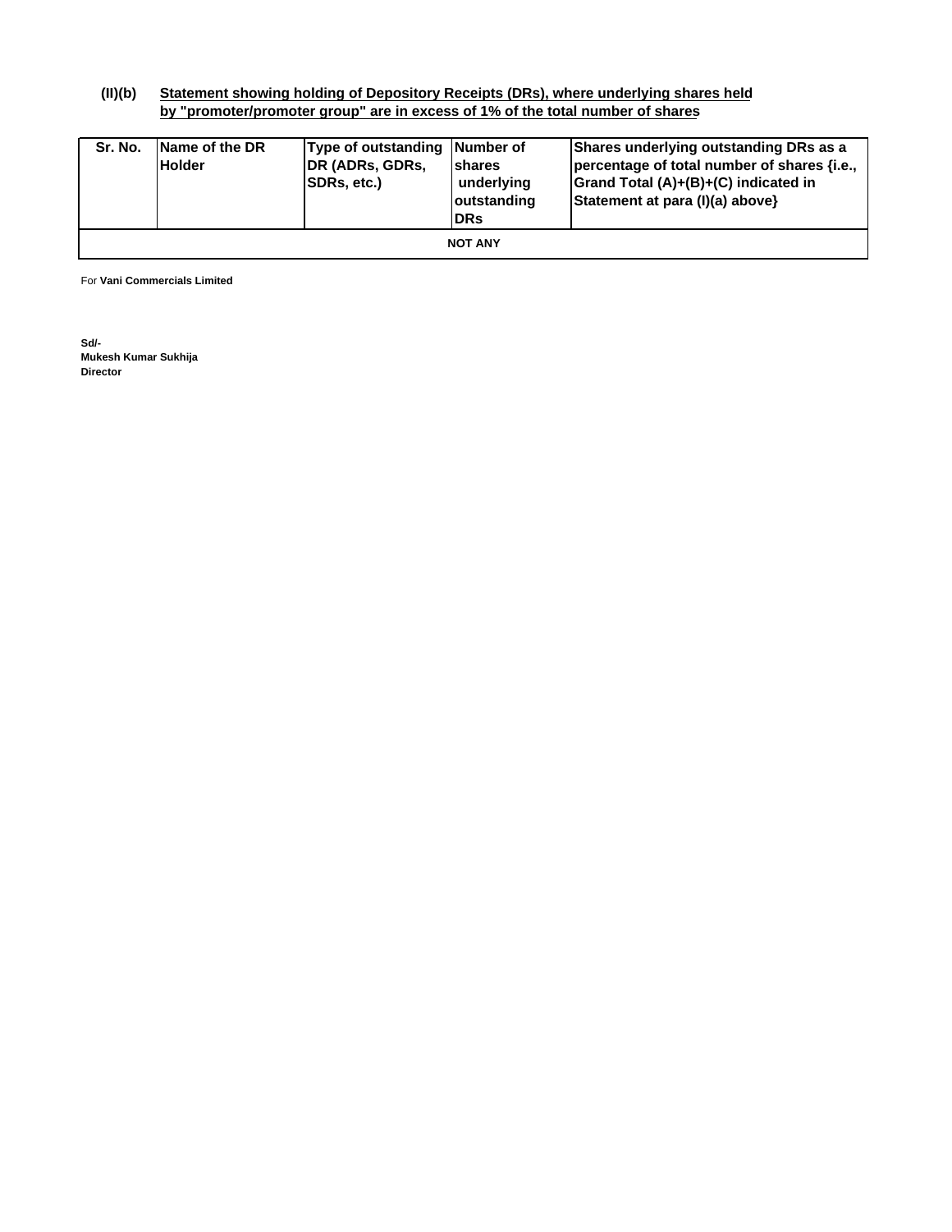**(II)(b) Statement showing holding of Depository Receipts (DRs), where underlying shares held by "promoter/promoter group" are in excess of 1% of the total number of shares**

| Sr. No. | Name of the DR Holder | Type of outstanding DR (ADRs, GDRs, SDRs, etc.) | Number of shares underlying outstanding DRs | Shares underlying outstanding DRs as a percentage of total number of shares {i.e., Grand Total (A)+(B)+(C) indicated in Statement at para (I)(a) above} |
|---|---|---|---|---|
| NOT ANY | | | | |

For **Vani Commercials Limited**

**Sd/-**
**Mukesh Kumar Sukhija**
**Director**